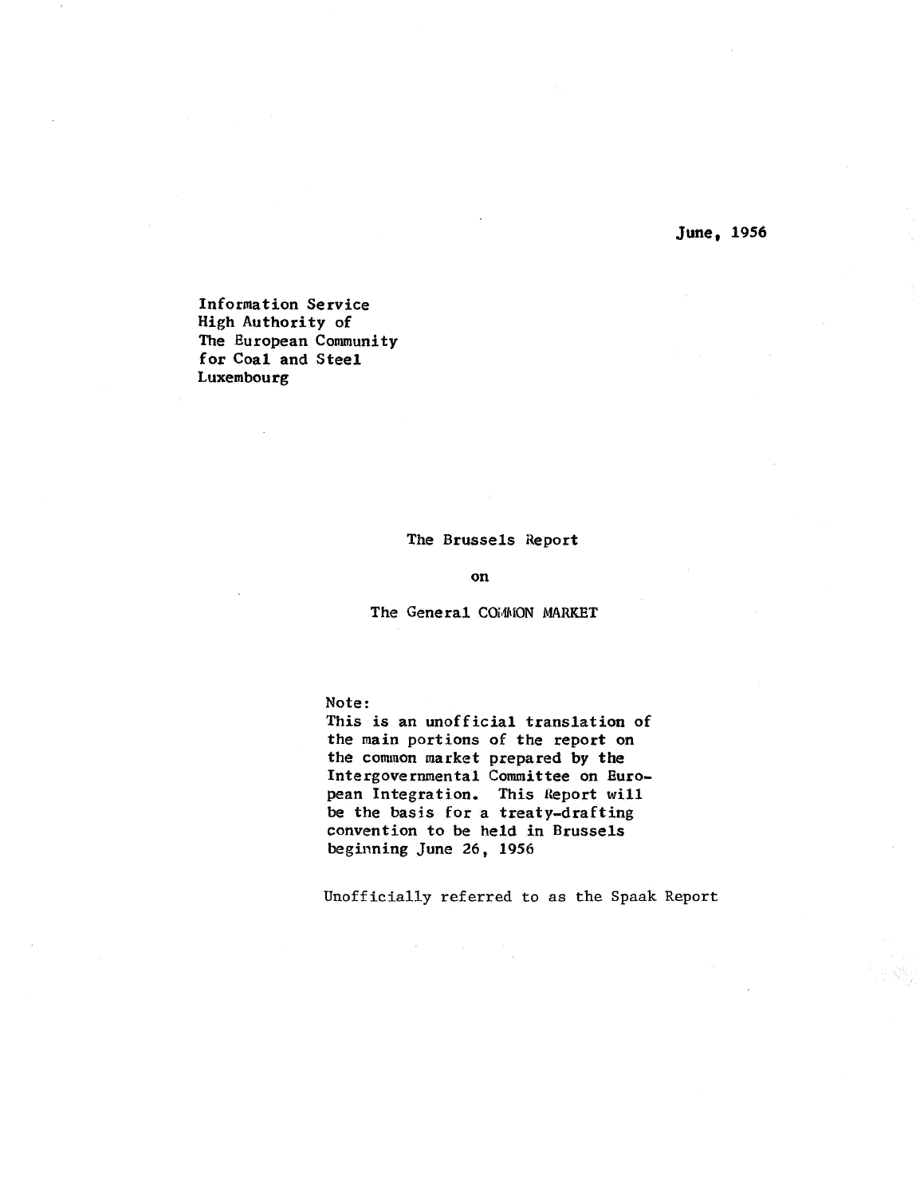June, 1956

Information Service
High Authority of
The European Community
for Coal and Steel
Luxembourg

# The Brussels Report

# on

# The General COMMON MARKET

Note:
This is an unofficial translation of the main portions of the report on the common market prepared by the Intergovernmental Committee on European Integration. This Report will be the basis for a treaty-drafting convention to be held in Brussels beginning June 26, 1956

Unofficially referred to as the Spaak Report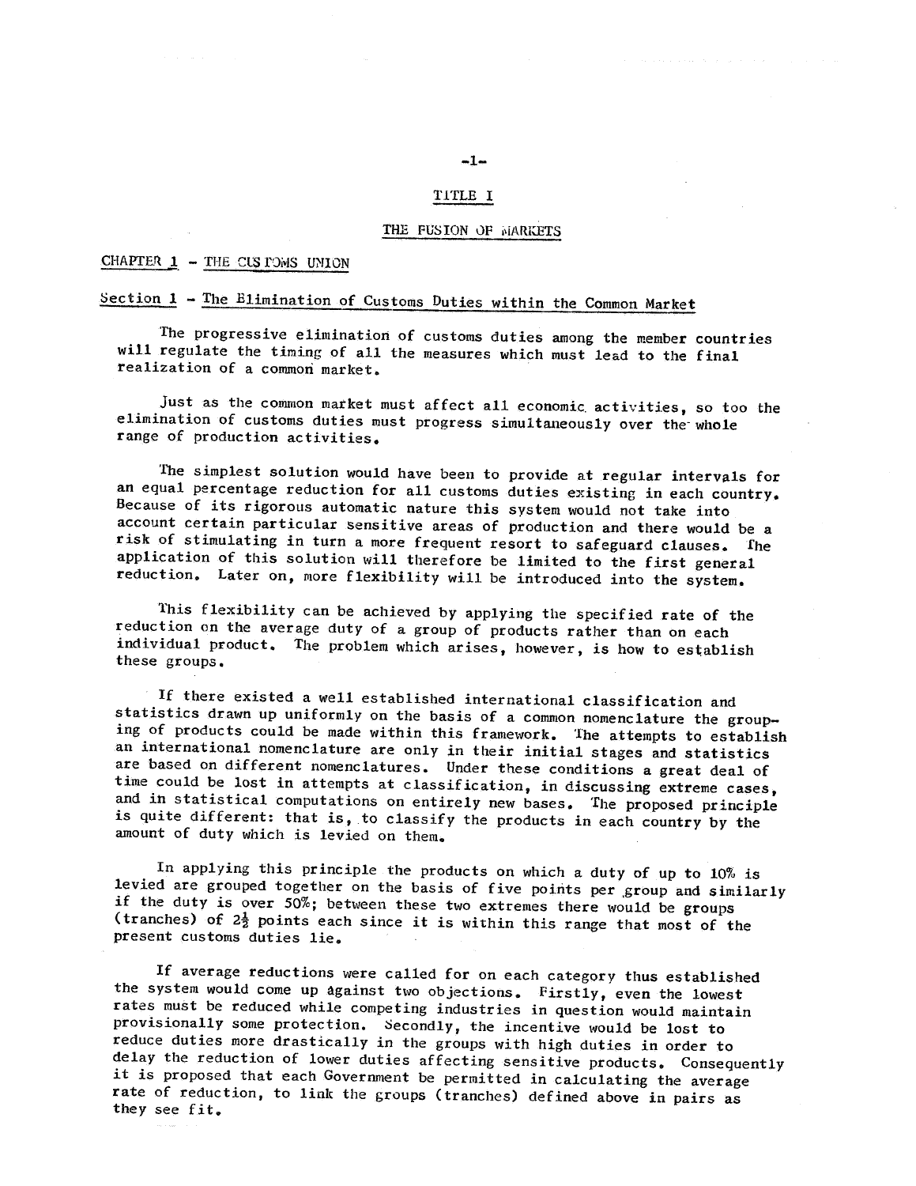# TITLE I

## THE FUSION OF MARKETS

### CHAPTER 1 - THE CUSTOMS UNION

#### Section 1 - The Elimination of Customs Duties within the Common Market

The progressive elimination of customs duties among the member countries will regulate the timing of all the measures which must lead to the final realization of a common market.

Just as the common market must affect all economic activities, so too the elimination of customs duties must progress simultaneously over the whole range of production activities.

The simplest solution would have been to provide at regular intervals for an equal percentage reduction for all customs duties existing in each country. Because of its rigorous automatic nature this system would not take into account certain particular sensitive areas of production and there would be a risk of stimulating in turn a more frequent resort to safeguard clauses. The application of this solution will therefore be limited to the first general reduction. Later on, more flexibility will be introduced into the system.

This flexibility can be achieved by applying the specified rate of the reduction on the average duty of a group of products rather than on each individual product. The problem which arises, however, is how to establish these groups.

If there existed a well established international classification and statistics drawn up uniformly on the basis of a common nomenclature the grouping of products could be made within this framework. The attempts to establish an international nomenclature are only in their initial stages and statistics are based on different nomenclatures. Under these conditions a great deal of time could be lost in attempts at classification, in discussing extreme cases, and in statistical computations on entirely new bases. The proposed principle is quite different: that is, to classify the products in each country by the amount of duty which is levied on them.

In applying this principle the products on which a duty of up to 10% is levied are grouped together on the basis of five points per group and similarly if the duty is over 50%; between these two extremes there would be groups (tranches) of 2½ points each since it is within this range that most of the present customs duties lie.

If average reductions were called for on each category thus established the system would come up against two objections. Firstly, even the lowest rates must be reduced while competing industries in question would maintain provisionally some protection. Secondly, the incentive would be lost to reduce duties more drastically in the groups with high duties in order to delay the reduction of lower duties affecting sensitive products. Consequently it is proposed that each Government be permitted in calculating the average rate of reduction, to link the groups (tranches) defined above in pairs as they see fit.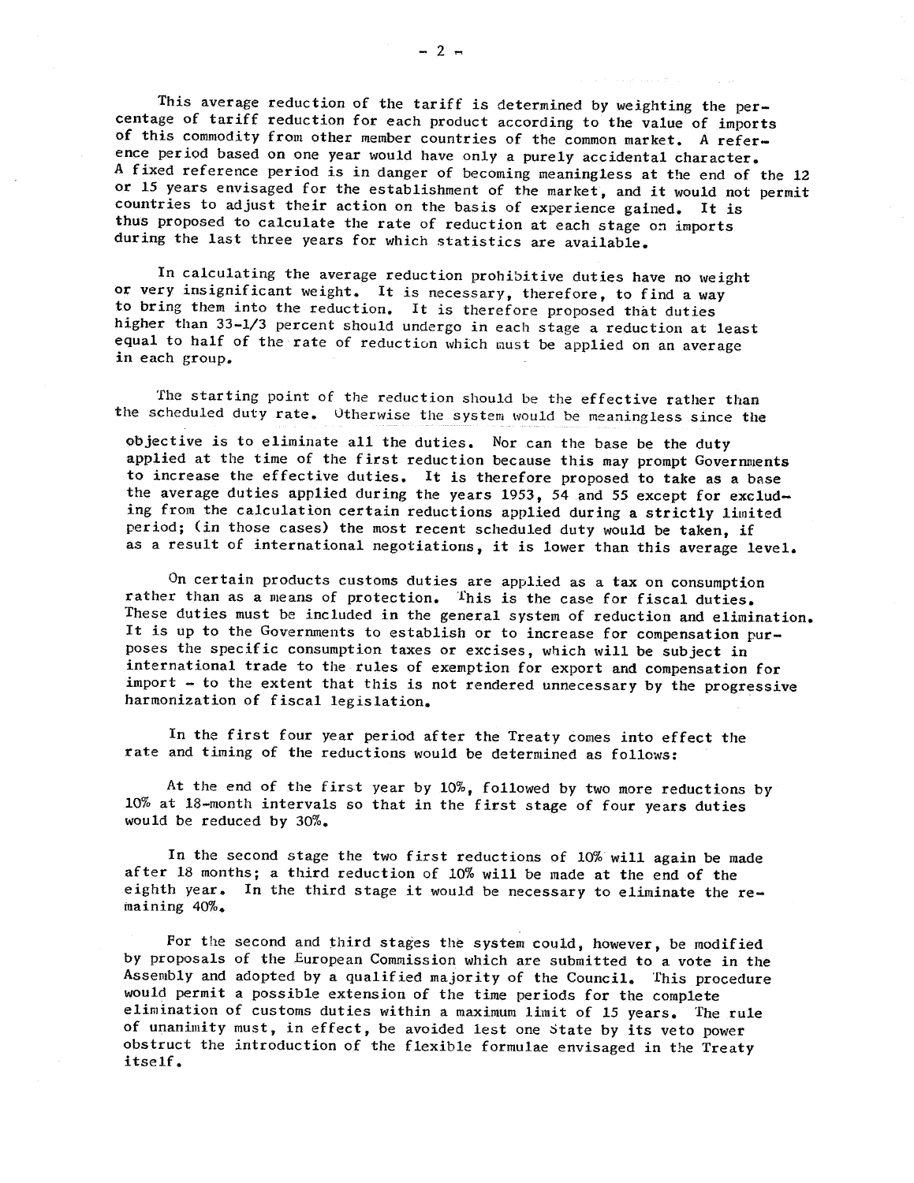This average reduction of the tariff is determined by weighting the percentage of tariff reduction for each product according to the value of imports of this commodity from other member countries of the common market. A reference period based on one year would have only a purely accidental character. A fixed reference period is in danger of becoming meaningless at the end of the 12 or 15 years envisaged for the establishment of the market, and it would not permit countries to adjust their action on the basis of experience gained. It is thus proposed to calculate the rate of reduction at each stage on imports during the last three years for which statistics are available.

In calculating the average reduction prohibitive duties have no weight or very insignificant weight. It is necessary, therefore, to find a way to bring them into the reduction. It is therefore proposed that duties higher than 33-1/3 percent should undergo in each stage a reduction at least equal to half of the rate of reduction which must be applied on an average in each group.

The starting point of the reduction should be the effective rather than the scheduled duty rate. Otherwise the system would be meaningless since the objective is to eliminate all the duties. Nor can the base be the duty applied at the time of the first reduction because this may prompt Governments to increase the effective duties. It is therefore proposed to take as a base the average duties applied during the years 1953, 54 and 55 except for excluding from the calculation certain reductions applied during a strictly limited period; (in those cases) the most recent scheduled duty would be taken, if as a result of international negotiations, it is lower than this average level.

On certain products customs duties are applied as a tax on consumption rather than as a means of protection. This is the case for fiscal duties. These duties must be included in the general system of reduction and elimination. It is up to the Governments to establish or to increase for compensation purposes the specific consumption taxes or excises, which will be subject in international trade to the rules of exemption for export and compensation for import - to the extent that this is not rendered unnecessary by the progressive harmonization of fiscal legislation.

In the first four year period after the Treaty comes into effect the rate and timing of the reductions would be determined as follows:

At the end of the first year by 10%, followed by two more reductions by 10% at 18-month intervals so that in the first stage of four years duties would be reduced by 30%.

In the second stage the two first reductions of 10% will again be made after 18 months; a third reduction of 10% will be made at the end of the eighth year. In the third stage it would be necessary to eliminate the remaining 40%.

For the second and third stages the system could, however, be modified by proposals of the European Commission which are submitted to a vote in the Assembly and adopted by a qualified majority of the Council. This procedure would permit a possible extension of the time periods for the complete elimination of customs duties within a maximum limit of 15 years. The rule of unanimity must, in effect, be avoided lest one State by its veto power obstruct the introduction of the flexible formulae envisaged in the Treaty itself.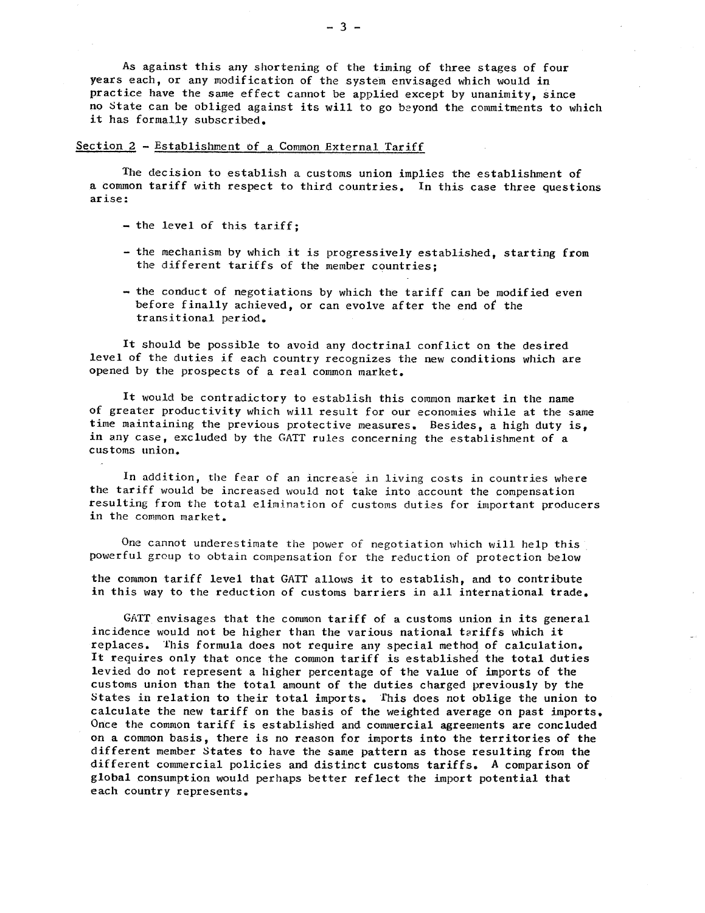As against this any shortening of the timing of three stages of four years each, or any modification of the system envisaged which would in practice have the same effect cannot be applied except by unanimity, since no State can be obliged against its will to go beyond the commitments to which it has formally subscribed.

## Section 2 - Establishment of a Common External Tariff

The decision to establish a customs union implies the establishment of a common tariff with respect to third countries. In this case three questions arise:

- the level of this tariff;
- the mechanism by which it is progressively established, starting from the different tariffs of the member countries;
- the conduct of negotiations by which the tariff can be modified even before finally achieved, or can evolve after the end of the transitional period.

It should be possible to avoid any doctrinal conflict on the desired level of the duties if each country recognizes the new conditions which are opened by the prospects of a real common market.

It would be contradictory to establish this common market in the name of greater productivity which will result for our economies while at the same time maintaining the previous protective measures. Besides, a high duty is, in any case, excluded by the GATT rules concerning the establishment of a customs union.

In addition, the fear of an increase in living costs in countries where the tariff would be increased would not take into account the compensation resulting from the total elimination of customs duties for important producers in the common market.

One cannot underestimate the power of negotiation which will help this powerful group to obtain compensation for the reduction of protection below the common tariff level that GATT allows it to establish, and to contribute in this way to the reduction of customs barriers in all international trade.

GATT envisages that the common tariff of a customs union in its general incidence would not be higher than the various national tariffs which it replaces. This formula does not require any special method of calculation. It requires only that once the common tariff is established the total duties levied do not represent a higher percentage of the value of imports of the customs union than the total amount of the duties charged previously by the States in relation to their total imports. This does not oblige the union to calculate the new tariff on the basis of the weighted average on past imports. Once the common tariff is established and commercial agreements are concluded on a common basis, there is no reason for imports into the territories of the different member States to have the same pattern as those resulting from the different commercial policies and distinct customs tariffs. A comparison of global consumption would perhaps better reflect the import potential that each country represents.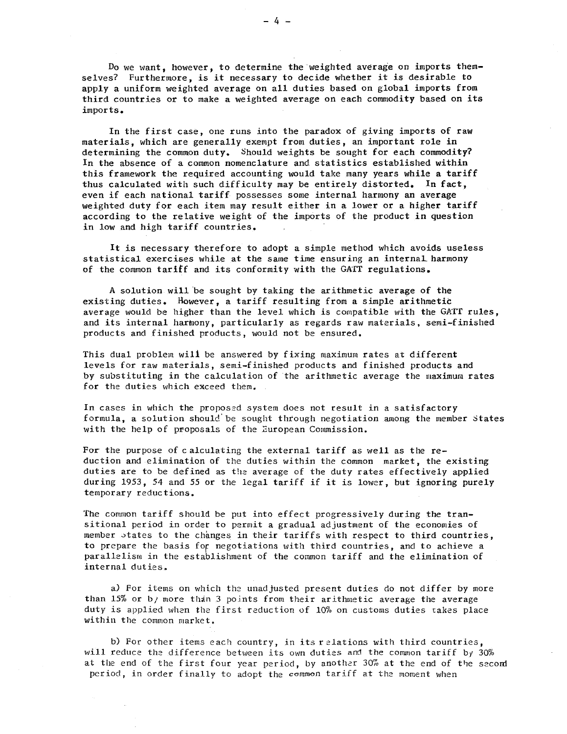Do we want, however, to determine the weighted average on imports themselves? Furthermore, is it necessary to decide whether it is desirable to apply a uniform weighted average on all duties based on global imports from third countries or to make a weighted average on each commodity based on its imports.

In the first case, one runs into the paradox of giving imports of raw materials, which are generally exempt from duties, an important role in determining the common duty. Should weights be sought for each commodity? In the absence of a common nomenclature and statistics established within this framework the required accounting would take many years while a tariff thus calculated with such difficulty may be entirely distorted. In fact, even if each national tariff possesses some internal harmony an average weighted duty for each item may result either in a lower or a higher tariff according to the relative weight of the imports of the product in question in low and high tariff countries.

It is necessary therefore to adopt a simple method which avoids useless statistical exercises while at the same time ensuring an internal harmony of the common tariff and its conformity with the GATT regulations.

A solution will be sought by taking the arithmetic average of the existing duties. However, a tariff resulting from a simple arithmetic average would be higher than the level which is compatible with the GATT rules, and its internal harmony, particularly as regards raw materials, semi-finished products and finished products, would not be ensured.

This dual problem will be answered by fixing maximum rates at different levels for raw materials, semi-finished products and finished products and by substituting in the calculation of the arithmetic average the maximum rates for the duties which exceed them.

In cases in which the proposed system does not result in a satisfactory formula, a solution should be sought through negotiation among the member States with the help of proposals of the European Commission.

For the purpose of calculating the external tariff as well as the reduction and elimination of the duties within the common market, the existing duties are to be defined as the average of the duty rates effectively applied during 1953, 54 and 55 or the legal tariff if it is lower, but ignoring purely temporary reductions.

The common tariff should be put into effect progressively during the transitional period in order to permit a gradual adjustment of the economies of member States to the changes in their tariffs with respect to third countries, to prepare the basis for negotiations with third countries, and to achieve a parallelism in the establishment of the common tariff and the elimination of internal duties.

a) For items on which the unadjusted present duties do not differ by more than 15% or by more than 3 points from their arithmetic average the average duty is applied when the first reduction of 10% on customs duties takes place within the common market.

b) For other items each country, in its relations with third countries, will reduce the difference between its own duties and the common tariff by 30% at the end of the first four year period, by another 30% at the end of the second period, in order finally to adopt the common tariff at the moment when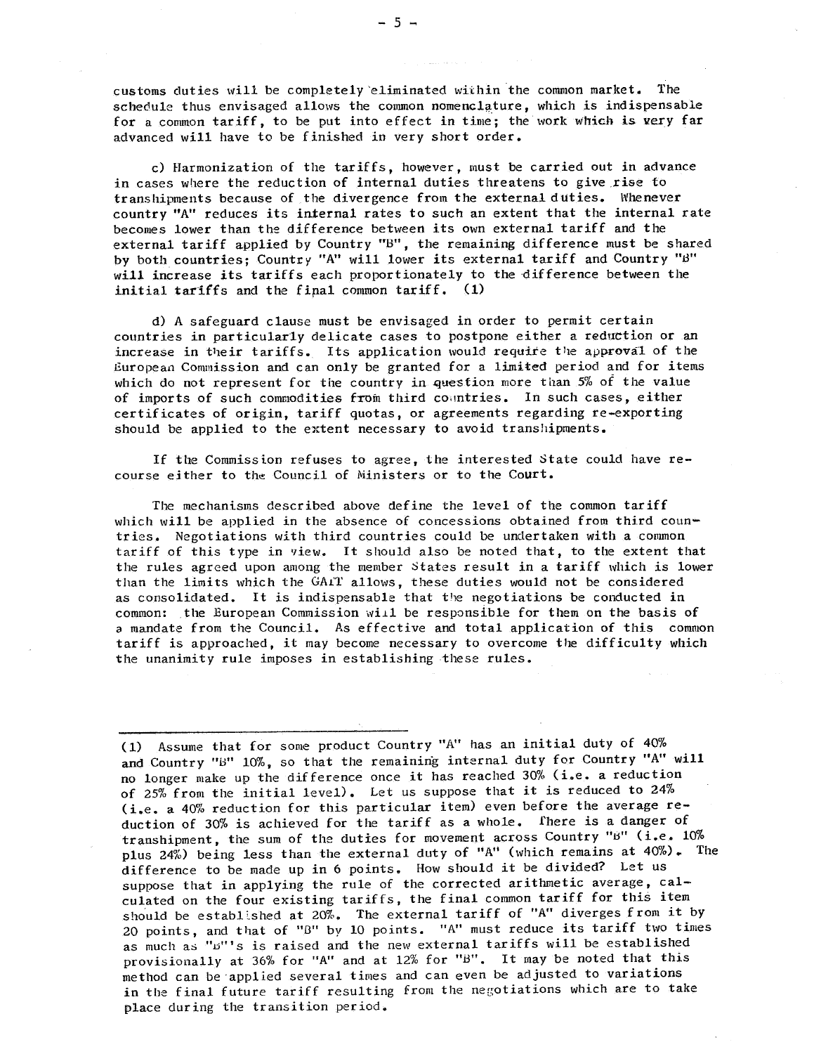customs duties will be completely eliminated within the common market. The schedule thus envisaged allows the common nomenclature, which is indispensable for a common tariff, to be put into effect in time; the work which is very far advanced will have to be finished in very short order.

c) Harmonization of the tariffs, however, must be carried out in advance in cases where the reduction of internal duties threatens to give rise to transhipments because of the divergence from the external duties. Whenever country "A" reduces its internal rates to such an extent that the internal rate becomes lower than the difference between its own external tariff and the external tariff applied by Country "B", the remaining difference must be shared by both countries; Country "A" will lower its external tariff and Country "B" will increase its tariffs each proportionately to the difference between the initial tariffs and the final common tariff. (1)

d) A safeguard clause must be envisaged in order to permit certain countries in particularly delicate cases to postpone either a reduction or an increase in their tariffs. Its application would require the approval of the European Commission and can only be granted for a limited period and for items which do not represent for the country in question more than 5% of the value of imports of such commodities from third countries. In such cases, either certificates of origin, tariff quotas, or agreements regarding re-exporting should be applied to the extent necessary to avoid transhipments.

If the Commission refuses to agree, the interested State could have recourse either to the Council of Ministers or to the Court.

The mechanisms described above define the level of the common tariff which will be applied in the absence of concessions obtained from third countries. Negotiations with third countries could be undertaken with a common tariff of this type in view. It should also be noted that, to the extent that the rules agreed upon among the member States result in a tariff which is lower than the limits which the GATT allows, these duties would not be considered as consolidated. It is indispensable that the negotiations be conducted in common: the European Commission will be responsible for them on the basis of a mandate from the Council. As effective and total application of this common tariff is approached, it may become necessary to overcome the difficulty which the unanimity rule imposes in establishing these rules.

---

(1) Assume that for some product Country "A" has an initial duty of 40% and Country "B" 10%, so that the remaining internal duty for Country "A" will no longer make up the difference once it has reached 30% (i.e. a reduction of 25% from the initial level). Let us suppose that it is reduced to 24% (i.e. a 40% reduction for this particular item) even before the average reduction of 30% is achieved for the tariff as a whole. There is a danger of transhipment, the sum of the duties for movement across Country "B" (i.e. 10% plus 24%) being less than the external duty of "A" (which remains at 40%). The difference to be made up in 6 points. How should it be divided? Let us suppose that in applying the rule of the corrected arithmetic average, calculated on the four existing tariffs, the final common tariff for this item should be established at 20%. The external tariff of "A" diverges from it by 20 points, and that of "B" by 10 points. "A" must reduce its tariff two times as much as "B"'s is raised and the new external tariffs will be established provisionally at 36% for "A" and at 12% for "B". It may be noted that this method can be applied several times and can even be adjusted to variations in the final future tariff resulting from the negotiations which are to take place during the transition period.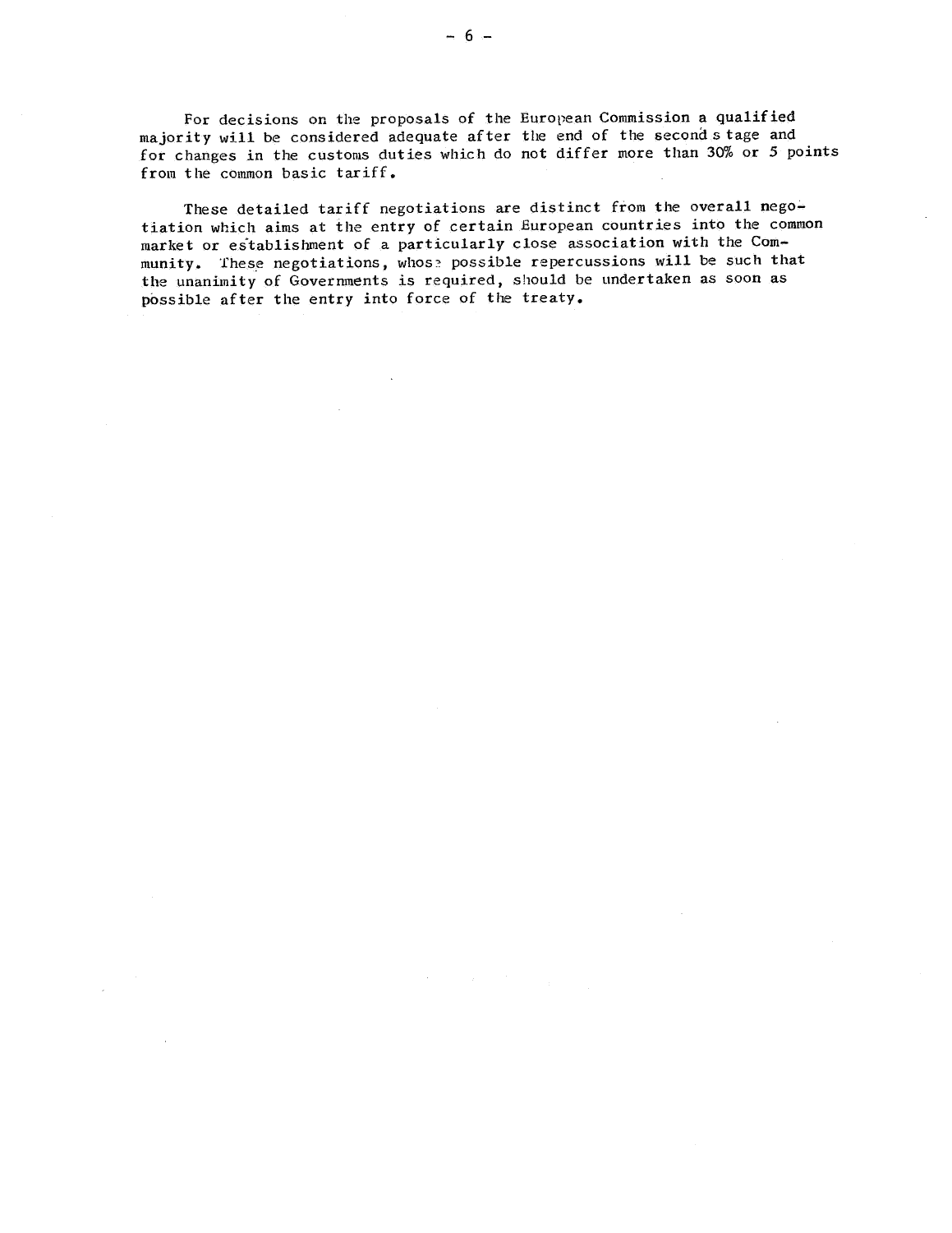For decisions on the proposals of the European Commission a qualified majority will be considered adequate after the end of the second stage and for changes in the customs duties which do not differ more than 30% or 5 points from the common basic tariff.

These detailed tariff negotiations are distinct from the overall negotiation which aims at the entry of certain European countries into the common market or establishment of a particularly close association with the Community. These negotiations, whose possible repercussions will be such that the unanimity of Governments is required, should be undertaken as soon as possible after the entry into force of the treaty.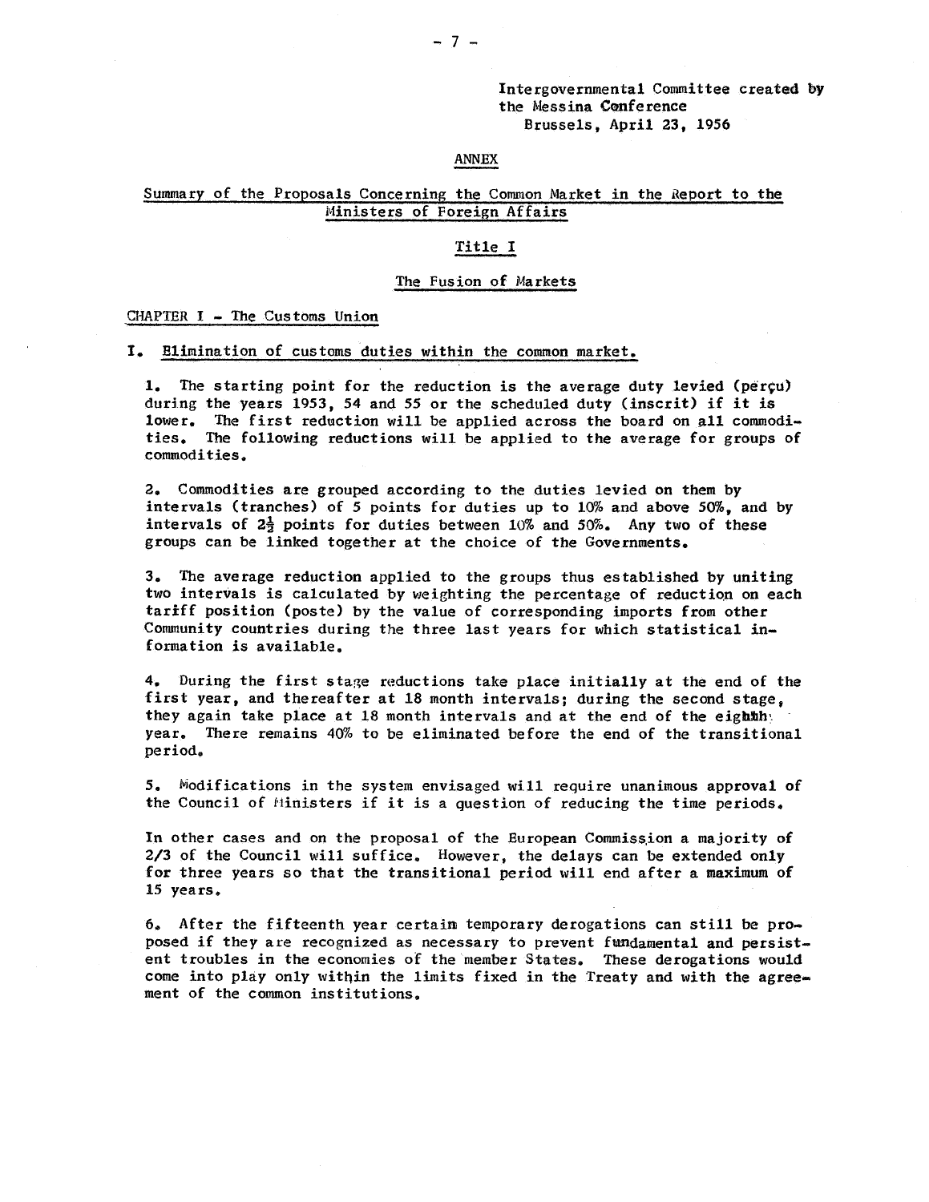Intergovernmental Committee created by the Messina Conference
Brussels, April 23, 1956

ANNEX

## Summary of the Proposals Concerning the Common Market in the Report to the Ministers of Foreign Affairs

### Title I

### The Fusion of Markets

CHAPTER I - The Customs Union

**I. Elimination of customs duties within the common market.**

1. The starting point for the reduction is the average duty levied (perçu) during the years 1953, 54 and 55 or the scheduled duty (inscrit) if it is lower. The first reduction will be applied across the board on all commodities. The following reductions will be applied to the average for groups of commodities.

2. Commodities are grouped according to the duties levied on them by intervals (tranches) of 5 points for duties up to 10% and above 50%, and by intervals of 2½ points for duties between 10% and 50%. Any two of these groups can be linked together at the choice of the Governments.

3. The average reduction applied to the groups thus established by uniting two intervals is calculated by weighting the percentage of reduction on each tariff position (poste) by the value of corresponding imports from other Community countries during the three last years for which statistical information is available.

4. During the first stage reductions take place initially at the end of the first year, and thereafter at 18 month intervals; during the second stage, they again take place at 18 month intervals and at the end of the eighth year. There remains 40% to be eliminated before the end of the transitional period.

5. Modifications in the system envisaged will require unanimous approval of the Council of Ministers if it is a question of reducing the time periods.

In other cases and on the proposal of the European Commission a majority of 2/3 of the Council will suffice. However, the delays can be extended only for three years so that the transitional period will end after a maximum of 15 years.

6. After the fifteenth year certain temporary derogations can still be proposed if they are recognized as necessary to prevent fundamental and persistent troubles in the economies of the member States. These derogations would come into play only within the limits fixed in the Treaty and with the agreement of the common institutions.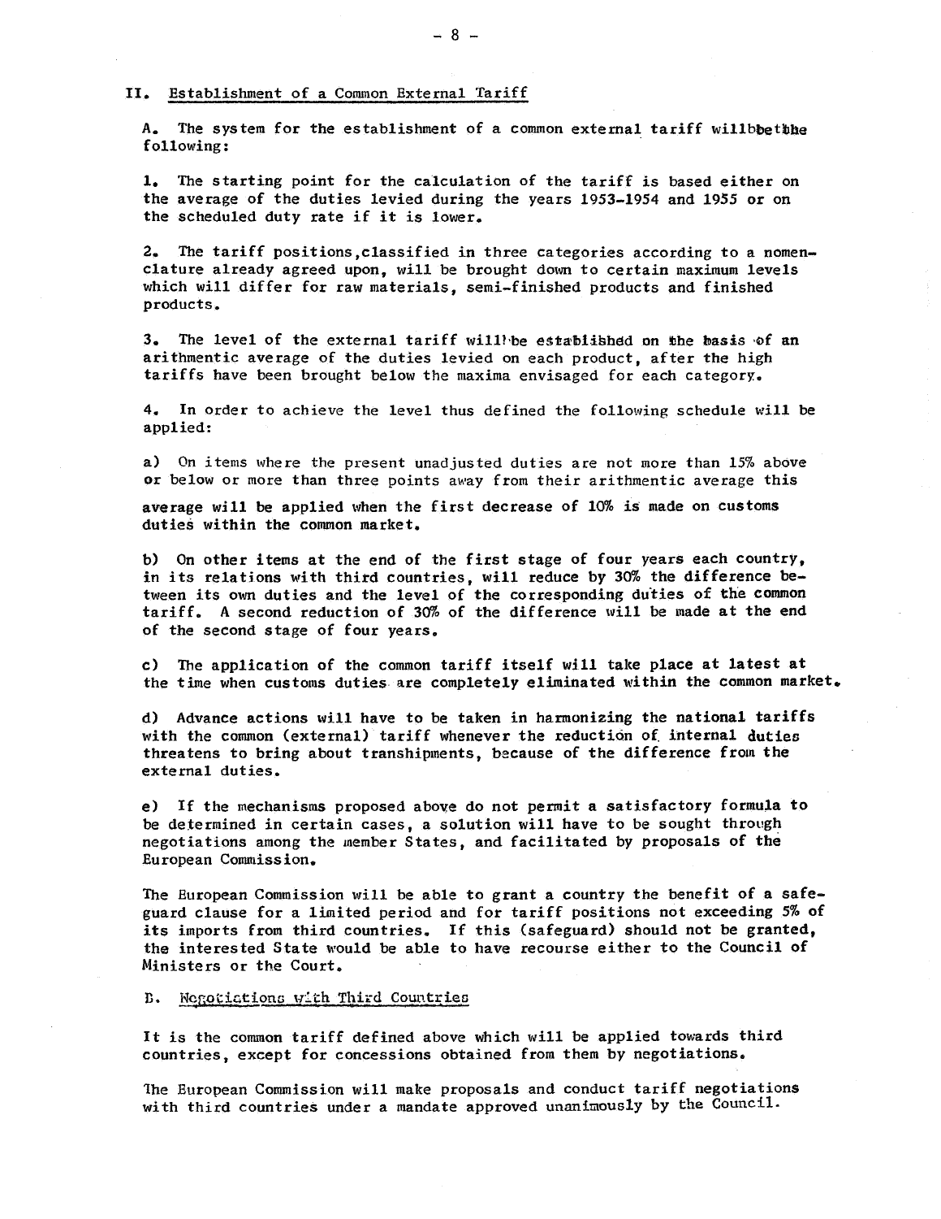## II. Establishment of a Common External Tariff

A. The system for the establishment of a common external tariff willbbethhe following:

1. The starting point for the calculation of the tariff is based either on the average of the duties levied during the years 1953-1954 and 1955 or on the scheduled duty rate if it is lower.

2. The tariff positions,classified in three categories according to a nomenclature already agreed upon, will be brought down to certain maximum levels which will differ for raw materials, semi-finished products and finished products.

3. The level of the external tariff will be established on the basis of an arithmentic average of the duties levied on each product, after the high tariffs have been brought below the maxima envisaged for each category.

4. In order to achieve the level thus defined the following schedule will be applied:

a) On items where the present unadjusted duties are not more than 15% above or below or more than three points away from their arithmentic average this average will be applied when the first decrease of 10% is made on customs duties within the common market.

b) On other items at the end of the first stage of four years each country, in its relations with third countries, will reduce by 30% the difference between its own duties and the level of the corresponding duties of the common tariff. A second reduction of 30% of the difference will be made at the end of the second stage of four years.

c) The application of the common tariff itself will take place at latest at the time when customs duties are completely eliminated within the common market.

d) Advance actions will have to be taken in harmonizing the national tariffs with the common (external) tariff whenever the reduction of internal duties threatens to bring about transhipments, because of the difference from the external duties.

e) If the mechanisms proposed above do not permit a satisfactory formula to be determined in certain cases, a solution will have to be sought through negotiations among the member States, and facilitated by proposals of the European Commission.

The European Commission will be able to grant a country the benefit of a safeguard clause for a limited period and for tariff positions not exceeding 5% of its imports from third countries. If this (safeguard) should not be granted, the interested State would be able to have recourse either to the Council of Ministers or the Court.

B. Negotiations with Third Countries

It is the common tariff defined above which will be applied towards third countries, except for concessions obtained from them by negotiations.

The European Commission will make proposals and conduct tariff negotiations with third countries under a mandate approved unanimously by the Council.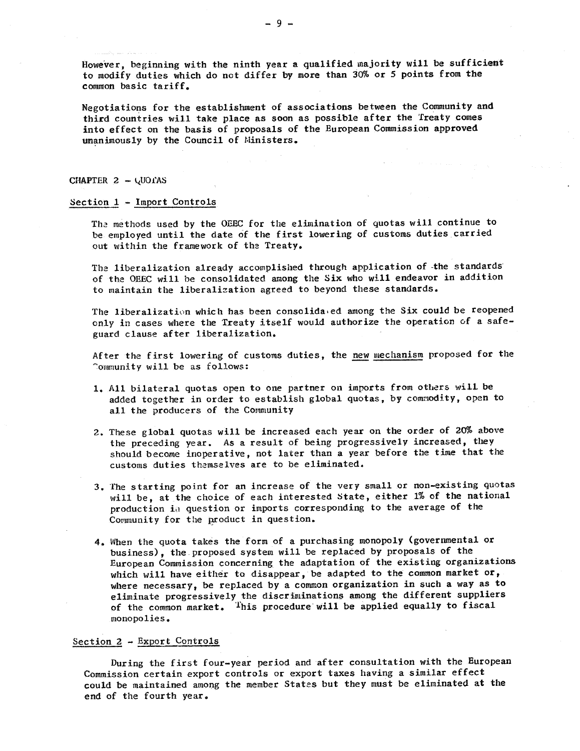However, beginning with the ninth year a qualified majority will be sufficient to modify duties which do not differ by more than 30% or 5 points from the common basic tariff.

Negotiations for the establishment of associations between the Community and third countries will take place as soon as possible after the Treaty comes into effect on the basis of proposals of the European Commission approved unanimously by the Council of Ministers.

## CHAPTER 2 – QUOTAS

### Section 1 – Import Controls

The methods used by the OEEC for the elimination of quotas will continue to be employed until the date of the first lowering of customs duties carried out within the framework of the Treaty.

The liberalization already accomplished through application of the standards of the OEEC will be consolidated among the Six who will endeavor in addition to maintain the liberalization agreed to beyond these standards.

The liberalization which has been consolidated among the Six could be reopened only in cases where the Treaty itself would authorize the operation of a safeguard clause after liberalization.

After the first lowering of customs duties, the new mechanism proposed for the Community will be as follows:

1. All bilateral quotas open to one partner on imports from others will be added together in order to establish global quotas, by commodity, open to all the producers of the Community
2. These global quotas will be increased each year on the order of 20% above the preceding year. As a result of being progressively increased, they should become inoperative, not later than a year before the time that the customs duties themselves are to be eliminated.
3. The starting point for an increase of the very small or non-existing quotas will be, at the choice of each interested State, either 1% of the national production in question or imports corresponding to the average of the Community for the product in question.
4. When the quota takes the form of a purchasing monopoly (governmental or business), the proposed system will be replaced by proposals of the European Commission concerning the adaptation of the existing organizations which will have either to disappear, be adapted to the common market or, where necessary, be replaced by a common organization in such a way as to eliminate progressively the discriminations among the different suppliers of the common market. This procedure will be applied equally to fiscal monopolies.

### Section 2 – Export Controls

During the first four-year period and after consultation with the European Commission certain export controls or export taxes having a similar effect could be maintained among the member States but they must be eliminated at the end of the fourth year.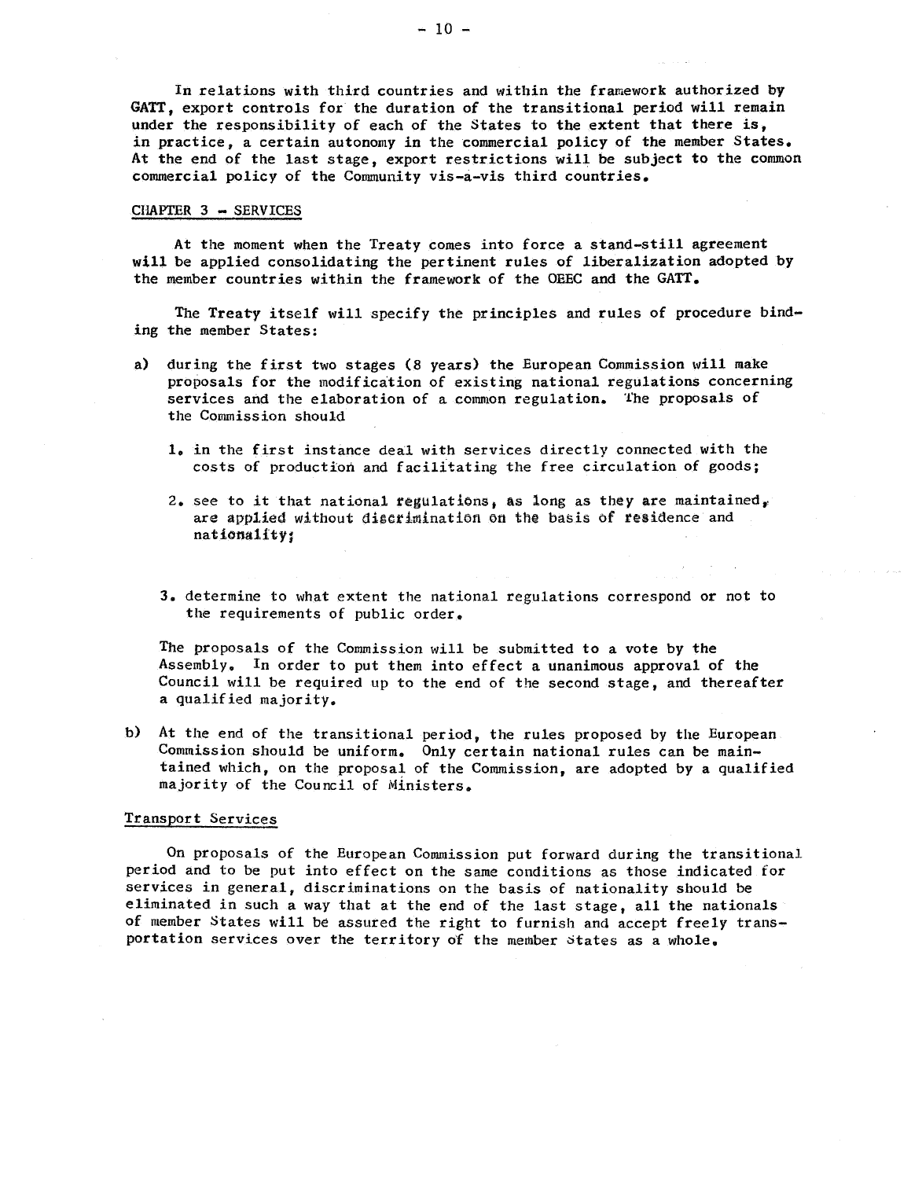In relations with third countries and within the framework authorized by GATT, export controls for the duration of the transitional period will remain under the responsibility of each of the States to the extent that there is, in practice, a certain autonomy in the commercial policy of the member States. At the end of the last stage, export restrictions will be subject to the common commercial policy of the Community vis-a-vis third countries.

## CHAPTER 3 – SERVICES

At the moment when the Treaty comes into force a stand-still agreement will be applied consolidating the pertinent rules of liberalization adopted by the member countries within the framework of the OEEC and the GATT.

The Treaty itself will specify the principles and rules of procedure binding the member States:

a) during the first two stages (8 years) the European Commission will make proposals for the modification of existing national regulations concerning services and the elaboration of a common regulation. The proposals of the Commission should

   1. in the first instance deal with services directly connected with the costs of production and facilitating the free circulation of goods;

   2. see to it that national regulations, as long as they are maintained, are applied without discrimination on the basis of residence and nationality;

   3. determine to what extent the national regulations correspond or not to the requirements of public order.

   The proposals of the Commission will be submitted to a vote by the Assembly. In order to put them into effect a unanimous approval of the Council will be required up to the end of the second stage, and thereafter a qualified majority.

b) At the end of the transitional period, the rules proposed by the European Commission should be uniform. Only certain national rules can be maintained which, on the proposal of the Commission, are adopted by a qualified majority of the Council of Ministers.

### Transport Services

On proposals of the European Commission put forward during the transitional period and to be put into effect on the same conditions as those indicated for services in general, discriminations on the basis of nationality should be eliminated in such a way that at the end of the last stage, all the nationals of member States will be assured the right to furnish and accept freely transportation services over the territory of the member States as a whole.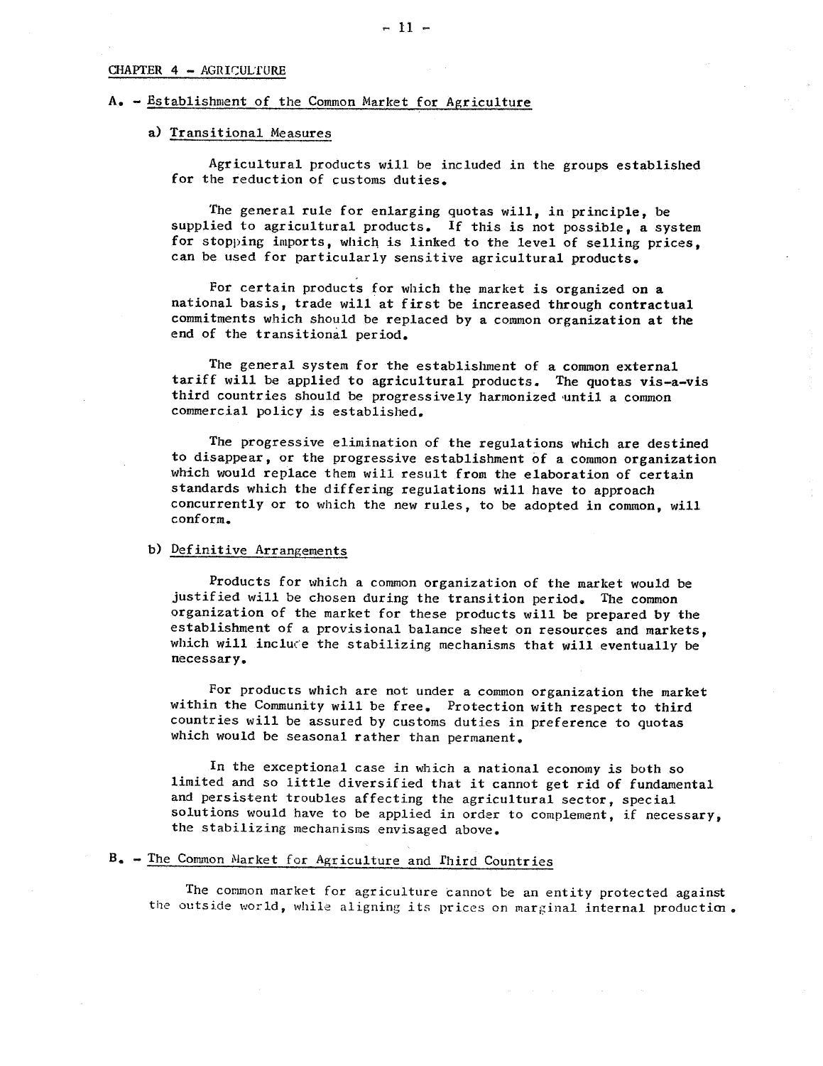## CHAPTER 4 - AGRICULTURE

### A. - Establishment of the Common Market for Agriculture

#### a) Transitional Measures

Agricultural products will be included in the groups established for the reduction of customs duties.

The general rule for enlarging quotas will, in principle, be supplied to agricultural products. If this is not possible, a system for stopping imports, which is linked to the level of selling prices, can be used for particularly sensitive agricultural products.

For certain products for which the market is organized on a national basis, trade will at first be increased through contractual commitments which should be replaced by a common organization at the end of the transitional period.

The general system for the establishment of a common external tariff will be applied to agricultural products. The quotas vis-a-vis third countries should be progressively harmonized until a common commercial policy is established.

The progressive elimination of the regulations which are destined to disappear, or the progressive establishment of a common organization which would replace them will result from the elaboration of certain standards which the differing regulations will have to approach concurrently or to which the new rules, to be adopted in common, will conform.

#### b) Definitive Arrangements

Products for which a common organization of the market would be justified will be chosen during the transition period. The common organization of the market for these products will be prepared by the establishment of a provisional balance sheet on resources and markets, which will include the stabilizing mechanisms that will eventually be necessary.

For products which are not under a common organization the market within the Community will be free. Protection with respect to third countries will be assured by customs duties in preference to quotas which would be seasonal rather than permanent.

In the exceptional case in which a national economy is both so limited and so little diversified that it cannot get rid of fundamental and persistent troubles affecting the agricultural sector, special solutions would have to be applied in order to complement, if necessary, the stabilizing mechanisms envisaged above.

### B. - The Common Market for Agriculture and Third Countries

The common market for agriculture cannot be an entity protected against the outside world, while aligning its prices on marginal internal production.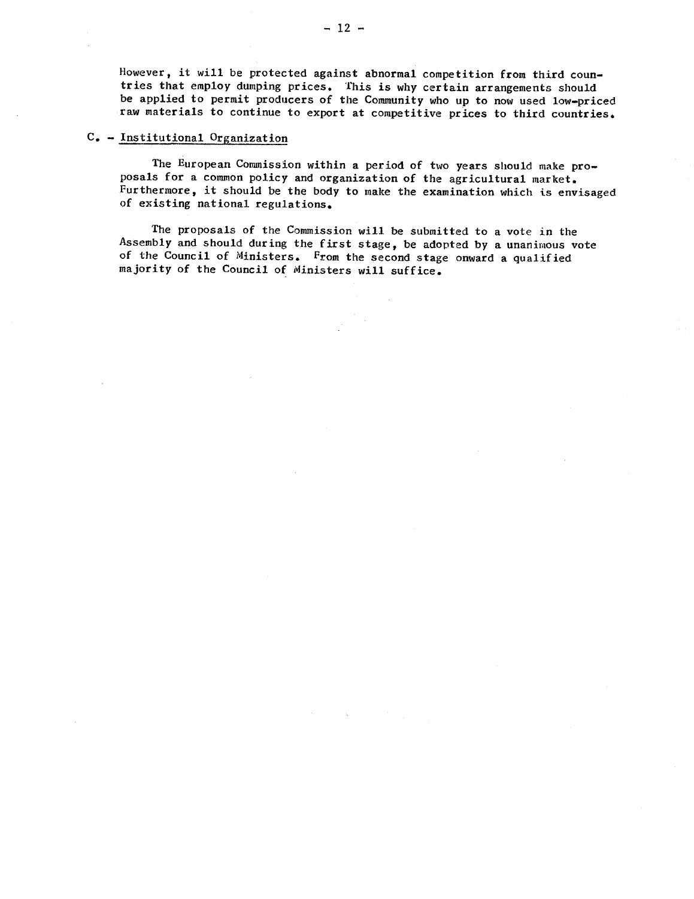However, it will be protected against abnormal competition from third countries that employ dumping prices. This is why certain arrangements should be applied to permit producers of the Community who up to now used low-priced raw materials to continue to export at competitive prices to third countries.

### C. - Institutional Organization

The European Commission within a period of two years should make proposals for a common policy and organization of the agricultural market. Furthermore, it should be the body to make the examination which is envisaged of existing national regulations.

The proposals of the Commission will be submitted to a vote in the Assembly and should during the first stage, be adopted by a unanimous vote of the Council of Ministers. From the second stage onward a qualified majority of the Council of Ministers will suffice.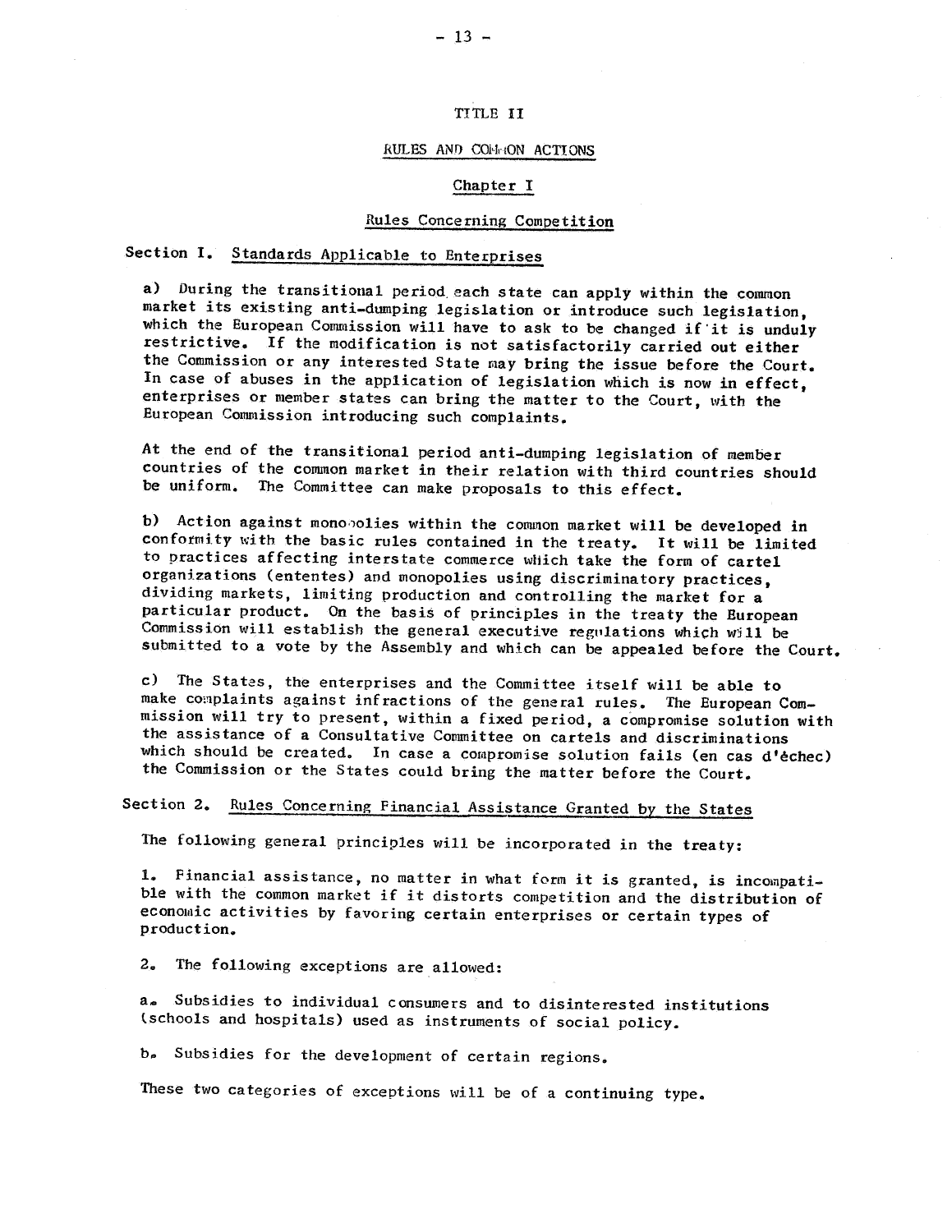# TITLE II

## RULES AND COMMON ACTIONS

### Chapter I

### Rules Concerning Competition

#### Section I. Standards Applicable to Enterprises

a) During the transitional period each state can apply within the common market its existing anti-dumping legislation or introduce such legislation, which the European Commission will have to ask to be changed if it is unduly restrictive. If the modification is not satisfactorily carried out either the Commission or any interested State may bring the issue before the Court. In case of abuses in the application of legislation which is now in effect, enterprises or member states can bring the matter to the Court, with the European Commission introducing such complaints.

At the end of the transitional period anti-dumping legislation of member countries of the common market in their relation with third countries should be uniform. The Committee can make proposals to this effect.

b) Action against monopolies within the common market will be developed in conformity with the basic rules contained in the treaty. It will be limited to practices affecting interstate commerce which take the form of cartel organizations (ententes) and monopolies using discriminatory practices, dividing markets, limiting production and controlling the market for a particular product. On the basis of principles in the treaty the European Commission will establish the general executive regulations which will be submitted to a vote by the Assembly and which can be appealed before the Court.

c) The States, the enterprises and the Committee itself will be able to make complaints against infractions of the general rules. The European Commission will try to present, within a fixed period, a compromise solution with the assistance of a Consultative Committee on cartels and discriminations which should be created. In case a compromise solution fails (en cas d'èchec) the Commission or the States could bring the matter before the Court.

#### Section 2. Rules Concerning Financial Assistance Granted by the States

The following general principles will be incorporated in the treaty:

1. Financial assistance, no matter in what form it is granted, is incompatible with the common market if it distorts competition and the distribution of economic activities by favoring certain enterprises or certain types of production.

2. The following exceptions are allowed:

a. Subsidies to individual consumers and to disinterested institutions (schools and hospitals) used as instruments of social policy.

b. Subsidies for the development of certain regions.

These two categories of exceptions will be of a continuing type.